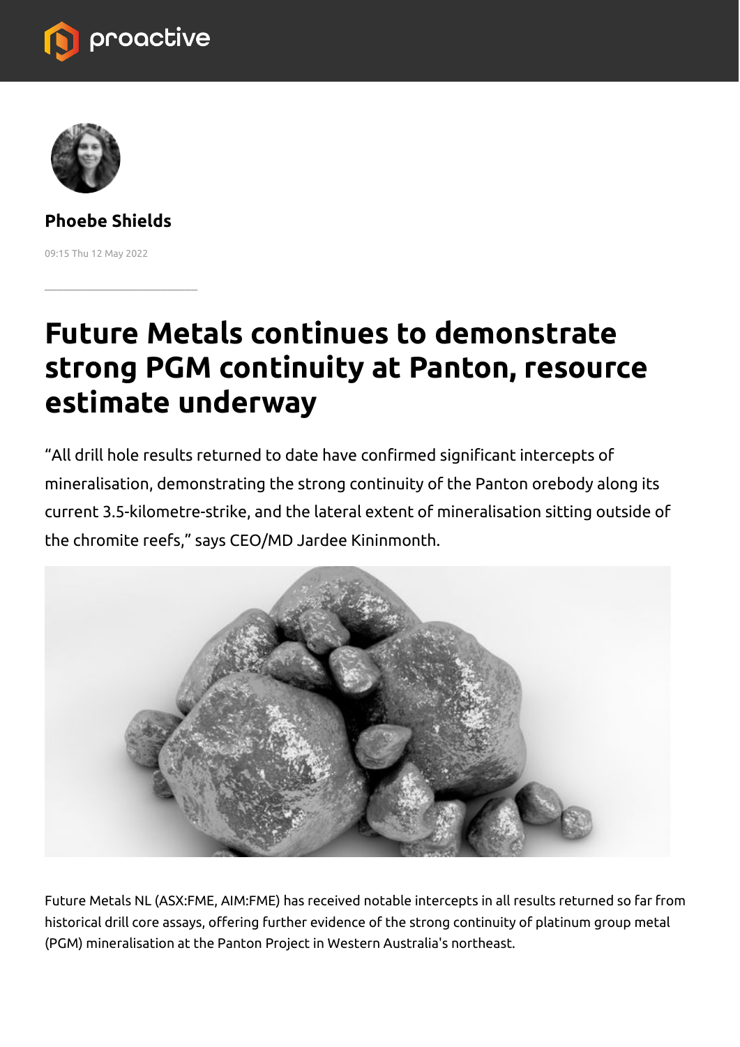Phoebe Shields

09:15 Thu 12 May 2022

# Future Metals continues to demonstrate strong PGM continuity at Panton, resource estimate underway

"All drill hole results returned to date have confirmed significant intercepts of mineralisation, demonstrating the strong continuity of the Panton orebody along its current 3.5-kilometre-strike, and the lateral extent of mineralisation sitting outside of the chromite reefs," says CEO/MD Jardee Kininmonth.

Future Metals NL (ASX:FME, AIM:FME) has received notable intercepts in all results returned so far from historical drill core assays, offering further evidence of the strong continuity of platinum group metal (PGM) mineralisation at the Panton Project in Western Australia's northeast.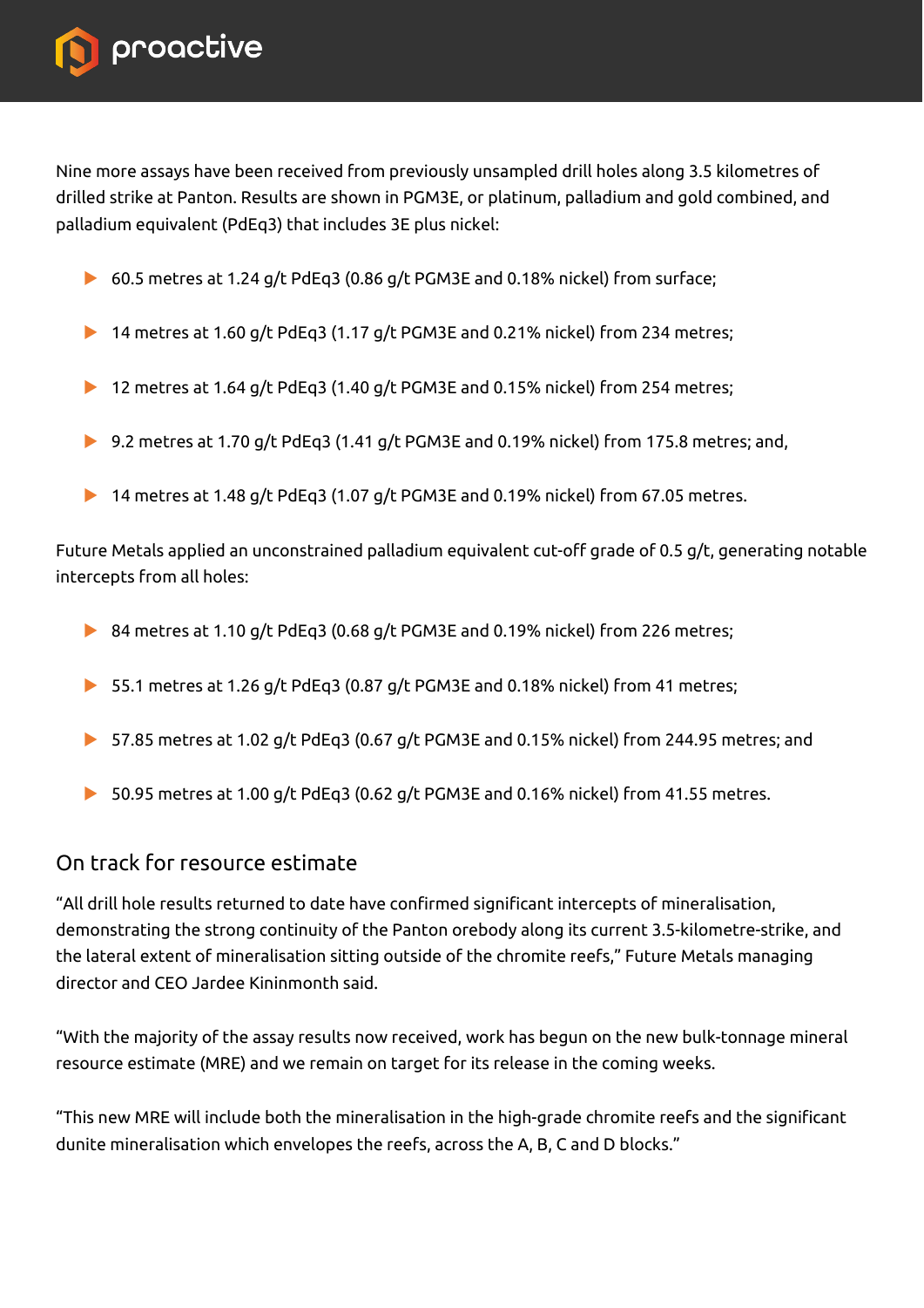Nine more assays have been received from previously unsampled drill holes along 3.5 kilometres of drilled strike at Panton. Results are shown in PGM3E, or platinum, palladium and gold combined, and palladium equivalent (PdEq3) that includes 3E plus nickel:

- 60.5 metres at 1.24 g/t PdEq3 (0.86 g/t PGM3E and 0.18% nickel) from surface;
- 14 metres at 1.60 g/t PdEq3 (1.17 g/t PGM3E and 0.21% nickel) from 234 metres;
- 12 metres at 1.64 g/t PdEq3 (1.40 g/t PGM3E and 0.15% nickel) from 254 metres;
- 9.2 metres at 1.70 g/t PdEq3 (1.41 g/t PGM3E and 0.19% nickel) from 175.8 metres; and,
- 14 metres at 1.48 g/t PdEq3 (1.07 g/t PGM3E and 0.19% nickel) from 67.05 metres.

Future Metals applied an unconstrained palladium equivalent cut-off grade of 0.5 g/t, generating notable intercepts from all holes:

- 84 metres at 1.10 g/t PdEq3 (0.68 g/t PGM3E and 0.19% nickel) from 226 metres;
- 55.1 metres at 1.26 g/t PdEq3 (0.87 g/t PGM3E and 0.18% nickel) from 41 metres;
- 57.85 metres at 1.02 g/t PdEq3 (0.67 g/t PGM3E and 0.15% nickel) from 244.95 metres; and
- 50.95 metres at 1.00 g/t PdEq3 (0.62 g/t PGM3E and 0.16% nickel) from 41.55 metres.

## On track for resource estimate

"All drill hole results returned to date have confirmed significant intercepts of mineralisation, demonstrating the strong continuity of the Panton orebody along its current 3.5-kilometre-strike, and the lateral extent of mineralisation sitting outside of the chromite reefs," Future Metals managing director and CEO Jardee Kininmonth said.

"With the majority of the assay results now received, work has begun on the new bulk-tonnage mineral resource estimate (MRE) and we remain on target for its release in the coming weeks.

"This new MRE will include both the mineralisation in the high-grade chromite reefs and the significant dunite mineralisation which envelopes the reefs, across the A, B, C and D blocks."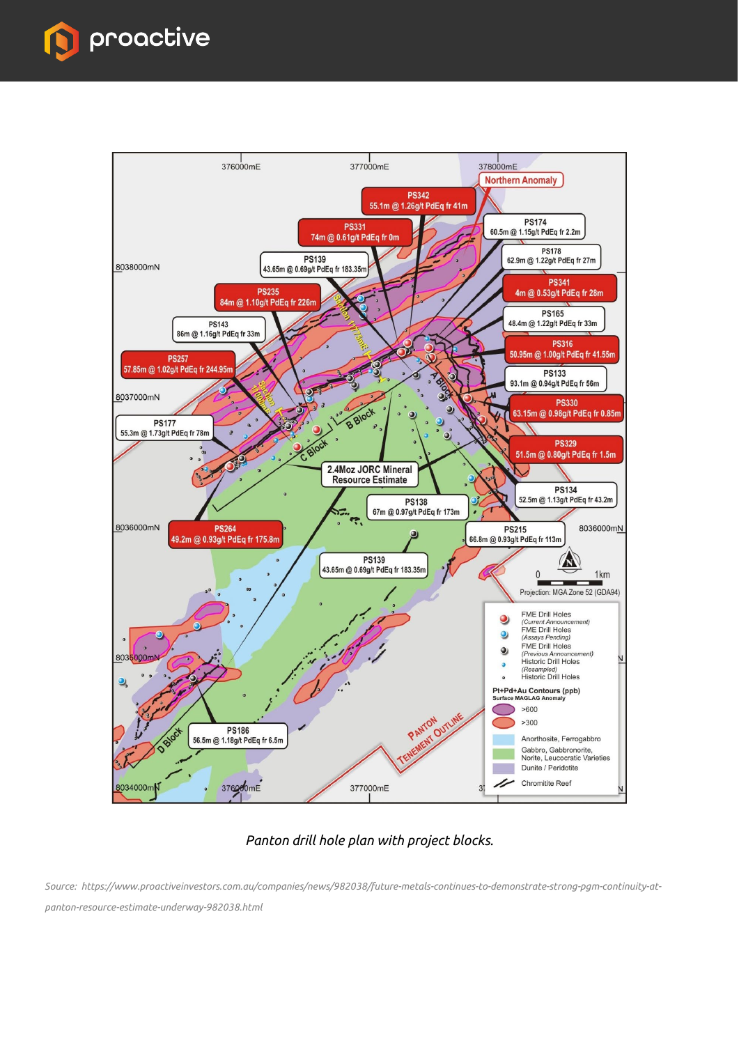376000mE
377000mE
378000mE

Northern Anomaly

PS342
55.1m @ 1.26g/t PdEq fr 41m

PS331
74m @ 0.61g/t PdEq fr 0m

PS174
60.5m @ 1.15g/t PdEq fr 2.2m

PS139
43.65m @ 0.69g/t PdEq fr 183.35m

PS178
62.9m @ 1.22g/t PdEq fr 27m

8038000mN

PS235
84m @ 1.10g/t PdEq fr 226m

PS341
4m @ 0.53g/t PdEq fr 28m

PS143
86m @ 1.16g/t PdEq fr 33m

PS165
48.4m @ 1.22g/t PdEq fr 33m

Section 377075mE

PS257
57.85m @ 1.02g/t PdEq fr 244.95m

PS316
50.95m @ 1.00g/t PdEq fr 41.55m

PS133
93.1m @ 0.94g/t PdEq fr 56m

8037000mN

Section 376600mE

A Block

B Block

PS330
63.15m @ 0.98g/t PdEq fr 0.85m

PS177
55.3m @ 1.73g/t PdEq fr 78m

C Block

PS329
51.5m @ 0.80g/t PdEq fr 1.5m

2.4Moz JORC Mineral Resource Estimate

PS134
52.5m @ 1.13g/t PdEq fr 43.2m

PS138
67m @ 0.97g/t PdEq fr 173m

8036000mN

PS264
49.2m @ 0.93g/t PdEq fr 175.8m

PS215
66.8m @ 0.93g/t PdEq fr 113m

8036000mN

PS139
43.65m @ 0.69g/t PdEq fr 183.35m

0 1km

Projection: MGA Zone 52 (GDA94)

FME Drill Holes (Current Announcement)
FME Drill Holes (Assays Pending)
FME Drill Holes (Previous Announcement)
Historic Drill Holes (Resampled)
Historic Drill Holes

Pt+Pd+Au Contours (ppb)
Surface MAGLAG Anomaly
>600
>300

Anorthosite, Ferrogabbro
Gabbro, Gabbronorite, Norite, Leucocratic Varieties
Dunite / Peridotite
Chromitite Reef

8035000mN

D Block

PS186
56.5m @ 1.18g/t PdEq fr 6.5m

PANTON TENEMENT OUTLINE

8034000mN
376000mE
377000mE

*Panton drill hole plan with project blocks.*

*Source: https://www.proactiveinvestors.com.au/companies/news/982038/future-metals-continues-to-demonstrate-strong-pgm-continuity-at-panton-resource-estimate-underway-982038.html*